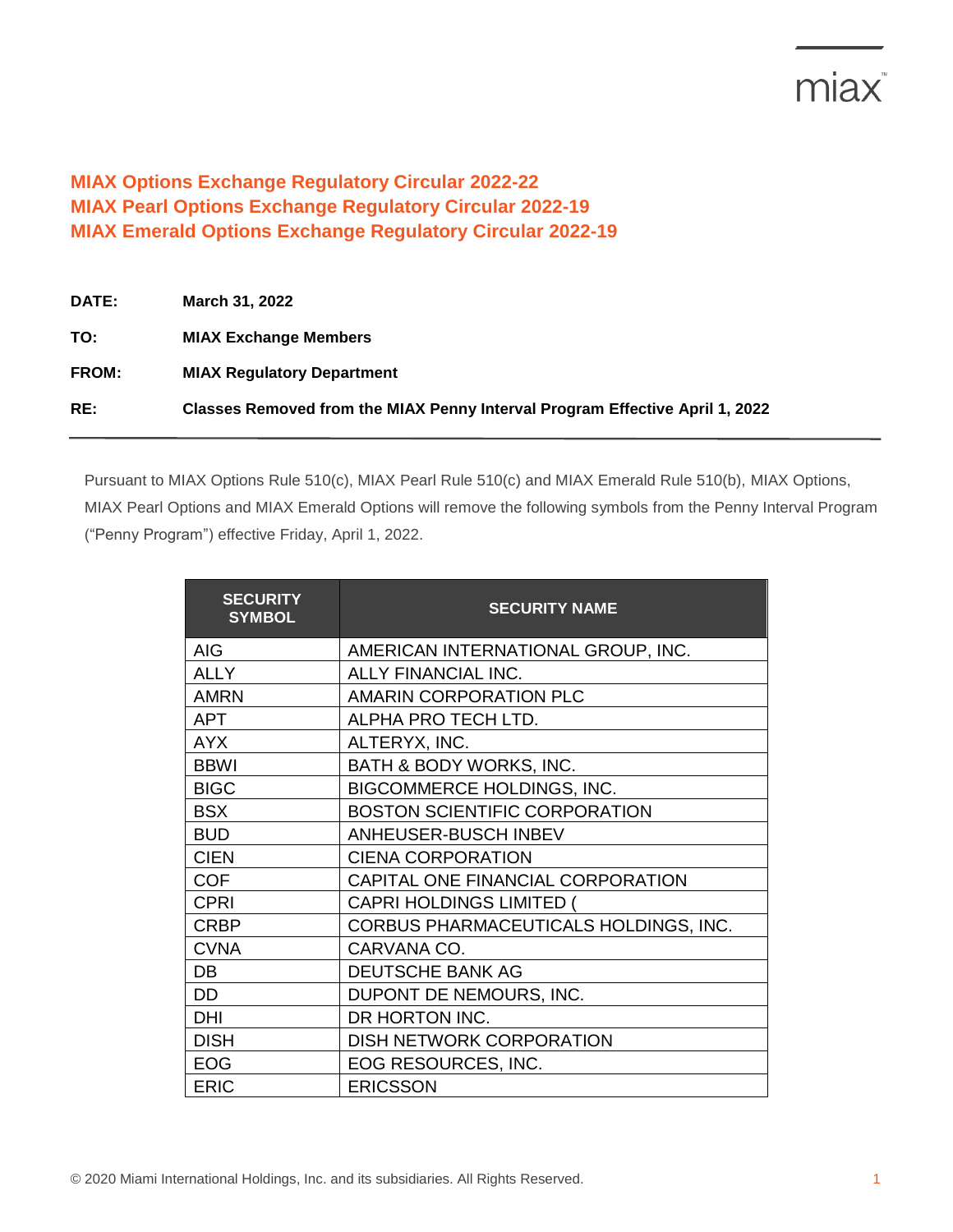# MIAX Options Exchange Regulatory Circular 2022-22
# MIAX Pearl Options Exchange Regulatory Circular 2022-19
# MIAX Emerald Options Exchange Regulatory Circular 2022-19

**DATE:** March 31, 2022

**TO:** MIAX Exchange Members

**FROM:** MIAX Regulatory Department

**RE:** Classes Removed from the MIAX Penny Interval Program Effective April 1, 2022

---

Pursuant to MIAX Options Rule 510(c), MIAX Pearl Rule 510(c) and MIAX Emerald Rule 510(b), MIAX Options, MIAX Pearl Options and MIAX Emerald Options will remove the following symbols from the Penny Interval Program ("Penny Program") effective Friday, April 1, 2022.

| SECURITY SYMBOL | SECURITY NAME |
|---|---|
| AIG | AMERICAN INTERNATIONAL GROUP, INC. |
| ALLY | ALLY FINANCIAL INC. |
| AMRN | AMARIN CORPORATION PLC |
| APT | ALPHA PRO TECH LTD. |
| AYX | ALTERYX, INC. |
| BBWI | BATH & BODY WORKS, INC. |
| BIGC | BIGCOMMERCE HOLDINGS, INC. |
| BSX | BOSTON SCIENTIFIC CORPORATION |
| BUD | ANHEUSER-BUSCH INBEV |
| CIEN | CIENA CORPORATION |
| COF | CAPITAL ONE FINANCIAL CORPORATION |
| CPRI | CAPRI HOLDINGS LIMITED ( |
| CRBP | CORBUS PHARMACEUTICALS HOLDINGS, INC. |
| CVNA | CARVANA CO. |
| DB | DEUTSCHE BANK AG |
| DD | DUPONT DE NEMOURS, INC. |
| DHI | DR HORTON INC. |
| DISH | DISH NETWORK CORPORATION |
| EOG | EOG RESOURCES, INC. |
| ERIC | ERICSSON |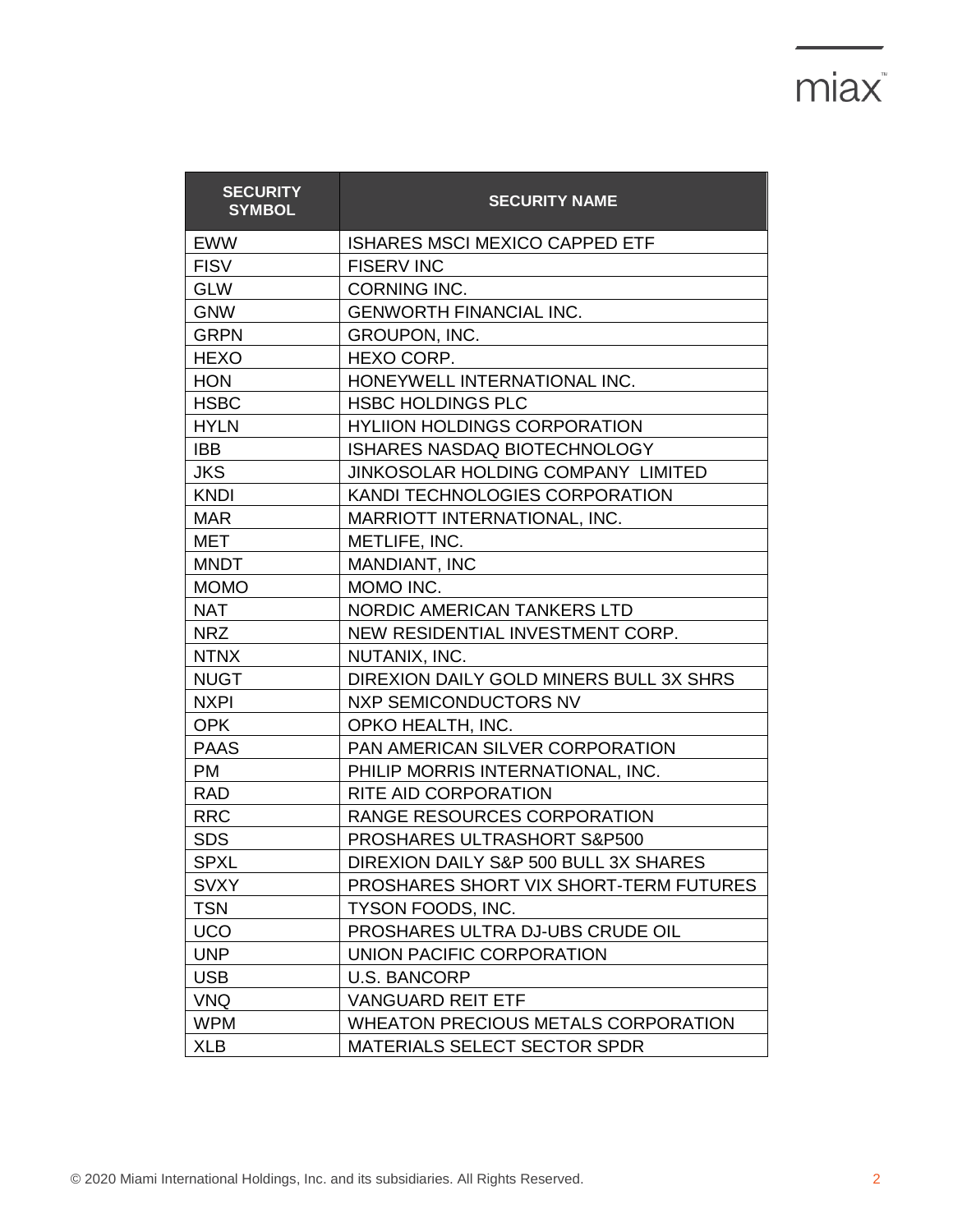| SECURITY SYMBOL | SECURITY NAME |
|---|---|
| EWW | ISHARES MSCI MEXICO CAPPED ETF |
| FISV | FISERV INC |
| GLW | CORNING INC. |
| GNW | GENWORTH FINANCIAL INC. |
| GRPN | GROUPON, INC. |
| HEXO | HEXO CORP. |
| HON | HONEYWELL INTERNATIONAL INC. |
| HSBC | HSBC HOLDINGS PLC |
| HYLN | HYLIION HOLDINGS CORPORATION |
| IBB | ISHARES NASDAQ BIOTECHNOLOGY |
| JKS | JINKOSOLAR HOLDING COMPANY LIMITED |
| KNDI | KANDI TECHNOLOGIES CORPORATION |
| MAR | MARRIOTT INTERNATIONAL, INC. |
| MET | METLIFE, INC. |
| MNDT | MANDIANT, INC |
| MOMO | MOMO INC. |
| NAT | NORDIC AMERICAN TANKERS LTD |
| NRZ | NEW RESIDENTIAL INVESTMENT CORP. |
| NTNX | NUTANIX, INC. |
| NUGT | DIREXION DAILY GOLD MINERS BULL 3X SHRS |
| NXPI | NXP SEMICONDUCTORS NV |
| OPK | OPKO HEALTH, INC. |
| PAAS | PAN AMERICAN SILVER CORPORATION |
| PM | PHILIP MORRIS INTERNATIONAL, INC. |
| RAD | RITE AID CORPORATION |
| RRC | RANGE RESOURCES CORPORATION |
| SDS | PROSHARES ULTRASHORT S&P500 |
| SPXL | DIREXION DAILY S&P 500 BULL 3X SHARES |
| SVXY | PROSHARES SHORT VIX SHORT-TERM FUTURES |
| TSN | TYSON FOODS, INC. |
| UCO | PROSHARES ULTRA DJ-UBS CRUDE OIL |
| UNP | UNION PACIFIC CORPORATION |
| USB | U.S. BANCORP |
| VNQ | VANGUARD REIT ETF |
| WPM | WHEATON PRECIOUS METALS CORPORATION |
| XLB | MATERIALS SELECT SECTOR SPDR |

© 2020 Miami International Holdings, Inc. and its subsidiaries. All Rights Reserved.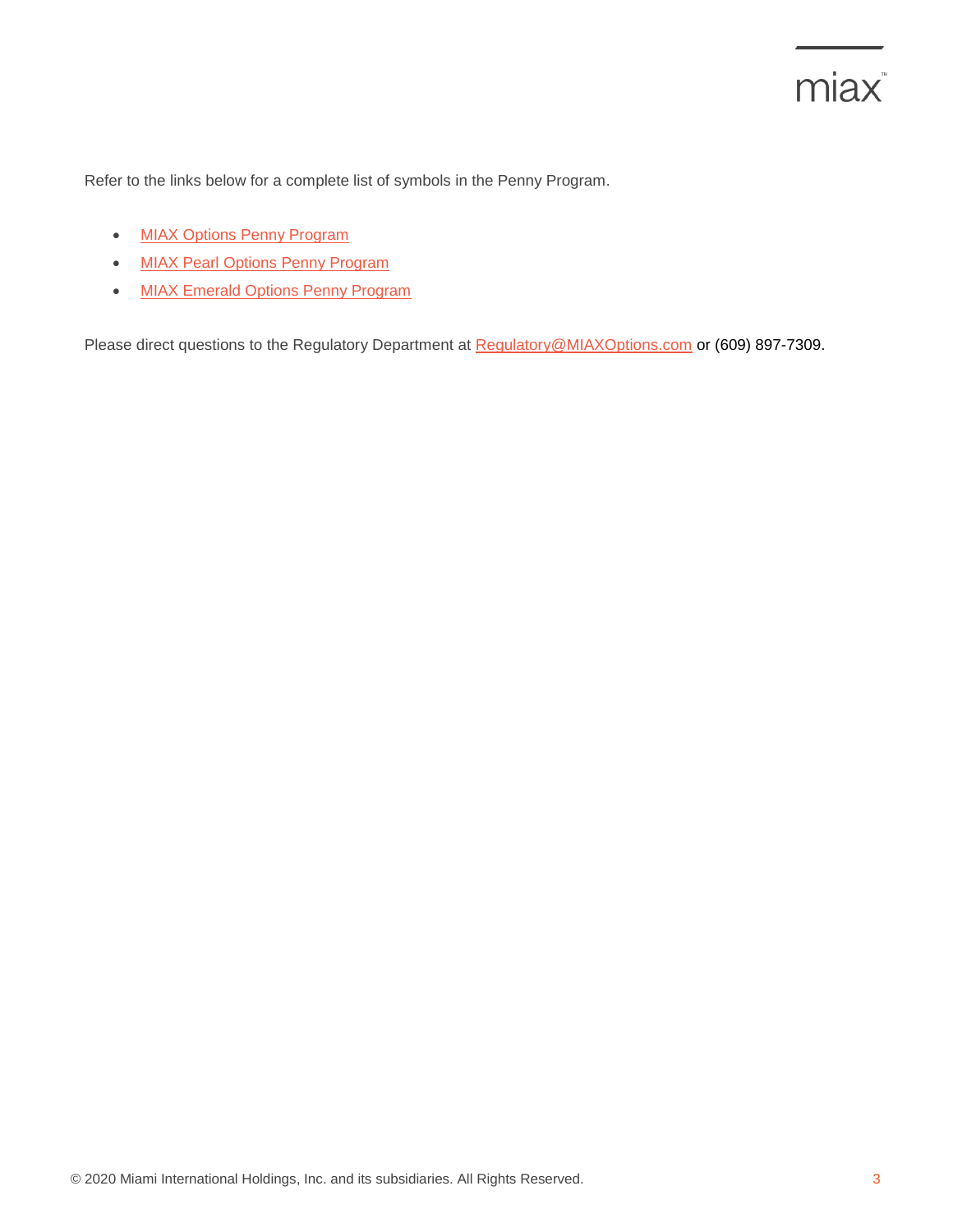Refer to the links below for a complete list of symbols in the Penny Program.

- MIAX Options Penny Program
- MIAX Pearl Options Penny Program
- MIAX Emerald Options Penny Program

Please direct questions to the Regulatory Department at Regulatory@MIAXOptions.com or (609) 897-7309.